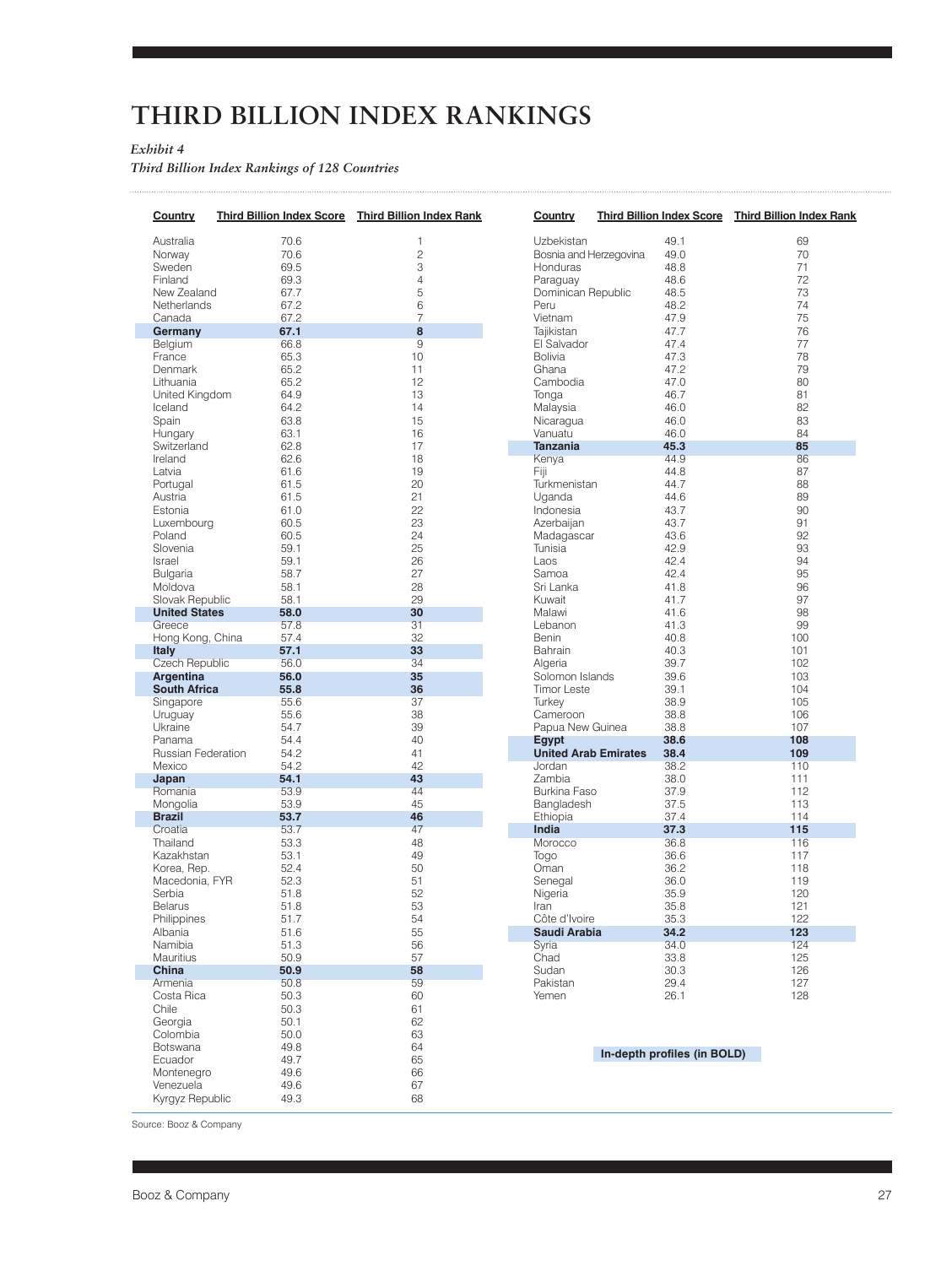# THIRD BILLION INDEX RANKINGS

*Exhibit 4*

*Third Billion Index Rankings of 128 Countries*

| Country | Third Billion Index Score | Third Billion Index Rank |
|---|---|---|
| Australia | 70.6 | 1 |
| Norway | 70.6 | 2 |
| Sweden | 69.5 | 3 |
| Finland | 69.3 | 4 |
| New Zealand | 67.7 | 5 |
| Netherlands | 67.2 | 6 |
| Canada | 67.2 | 7 |
| **Germany** | **67.1** | **8** |
| Belgium | 66.8 | 9 |
| France | 65.3 | 10 |
| Denmark | 65.2 | 11 |
| Lithuania | 65.2 | 12 |
| United Kingdom | 64.9 | 13 |
| Iceland | 64.2 | 14 |
| Spain | 63.8 | 15 |
| Hungary | 63.1 | 16 |
| Switzerland | 62.8 | 17 |
| Ireland | 62.6 | 18 |
| Latvia | 61.6 | 19 |
| Portugal | 61.5 | 20 |
| Austria | 61.5 | 21 |
| Estonia | 61.0 | 22 |
| Luxembourg | 60.5 | 23 |
| Poland | 60.5 | 24 |
| Slovenia | 59.1 | 25 |
| Israel | 59.1 | 26 |
| Bulgaria | 58.7 | 27 |
| Moldova | 58.1 | 28 |
| Slovak Republic | 58.1 | 29 |
| **United States** | **58.0** | **30** |
| Greece | 57.8 | 31 |
| Hong Kong, China | 57.4 | 32 |
| **Italy** | **57.1** | **33** |
| Czech Republic | 56.0 | 34 |
| **Argentina** | **56.0** | **35** |
| **South Africa** | **55.8** | **36** |
| Singapore | 55.6 | 37 |
| Uruguay | 55.6 | 38 |
| Ukraine | 54.7 | 39 |
| Panama | 54.4 | 40 |
| Russian Federation | 54.2 | 41 |
| Mexico | 54.2 | 42 |
| **Japan** | **54.1** | **43** |
| Romania | 53.9 | 44 |
| Mongolia | 53.9 | 45 |
| **Brazil** | **53.7** | **46** |
| Croatia | 53.7 | 47 |
| Thailand | 53.3 | 48 |
| Kazakhstan | 53.1 | 49 |
| Korea, Rep. | 52.4 | 50 |
| Macedonia, FYR | 52.3 | 51 |
| Serbia | 51.8 | 52 |
| Belarus | 51.8 | 53 |
| Philippines | 51.7 | 54 |
| Albania | 51.6 | 55 |
| Namibia | 51.3 | 56 |
| Mauritius | 50.9 | 57 |
| **China** | **50.9** | **58** |
| Armenia | 50.8 | 59 |
| Costa Rica | 50.3 | 60 |
| Chile | 50.3 | 61 |
| Georgia | 50.1 | 62 |
| Colombia | 50.0 | 63 |
| Botswana | 49.8 | 64 |
| Ecuador | 49.7 | 65 |
| Montenegro | 49.6 | 66 |
| Venezuela | 49.6 | 67 |
| Kyrgyz Republic | 49.3 | 68 |
| Uzbekistan | 49.1 | 69 |
| Bosnia and Herzegovina | 49.0 | 70 |
| Honduras | 48.8 | 71 |
| Paraguay | 48.6 | 72 |
| Dominican Republic | 48.5 | 73 |
| Peru | 48.2 | 74 |
| Vietnam | 47.9 | 75 |
| Tajikistan | 47.7 | 76 |
| El Salvador | 47.4 | 77 |
| Bolivia | 47.3 | 78 |
| Ghana | 47.2 | 79 |
| Cambodia | 47.0 | 80 |
| Tonga | 46.7 | 81 |
| Malaysia | 46.0 | 82 |
| Nicaragua | 46.0 | 83 |
| Vanuatu | 46.0 | 84 |
| **Tanzania** | **45.3** | **85** |
| Kenya | 44.9 | 86 |
| Fiji | 44.8 | 87 |
| Turkmenistan | 44.7 | 88 |
| Uganda | 44.6 | 89 |
| Indonesia | 43.7 | 90 |
| Azerbaijan | 43.7 | 91 |
| Madagascar | 43.6 | 92 |
| Tunisia | 42.9 | 93 |
| Laos | 42.4 | 94 |
| Samoa | 42.4 | 95 |
| Sri Lanka | 41.8 | 96 |
| Kuwait | 41.7 | 97 |
| Malawi | 41.6 | 98 |
| Lebanon | 41.3 | 99 |
| Benin | 40.8 | 100 |
| Bahrain | 40.3 | 101 |
| Algeria | 39.7 | 102 |
| Solomon Islands | 39.6 | 103 |
| Timor Leste | 39.1 | 104 |
| Turkey | 38.9 | 105 |
| Cameroon | 38.8 | 106 |
| Papua New Guinea | 38.8 | 107 |
| **Egypt** | **38.6** | **108** |
| **United Arab Emirates** | **38.4** | **109** |
| Jordan | 38.2 | 110 |
| Zambia | 38.0 | 111 |
| Burkina Faso | 37.9 | 112 |
| Bangladesh | 37.5 | 113 |
| Ethiopia | 37.4 | 114 |
| **India** | **37.3** | **115** |
| Morocco | 36.8 | 116 |
| Togo | 36.6 | 117 |
| Oman | 36.2 | 118 |
| Senegal | 36.0 | 119 |
| Nigeria | 35.9 | 120 |
| Iran | 35.8 | 121 |
| Côte d'Ivoire | 35.3 | 122 |
| **Saudi Arabia** | **34.2** | **123** |
| Syria | 34.0 | 124 |
| Chad | 33.8 | 125 |
| Sudan | 30.3 | 126 |
| Pakistan | 29.4 | 127 |
| Yemen | 26.1 | 128 |

**In-depth profiles (in BOLD)**

Source: Booz & Company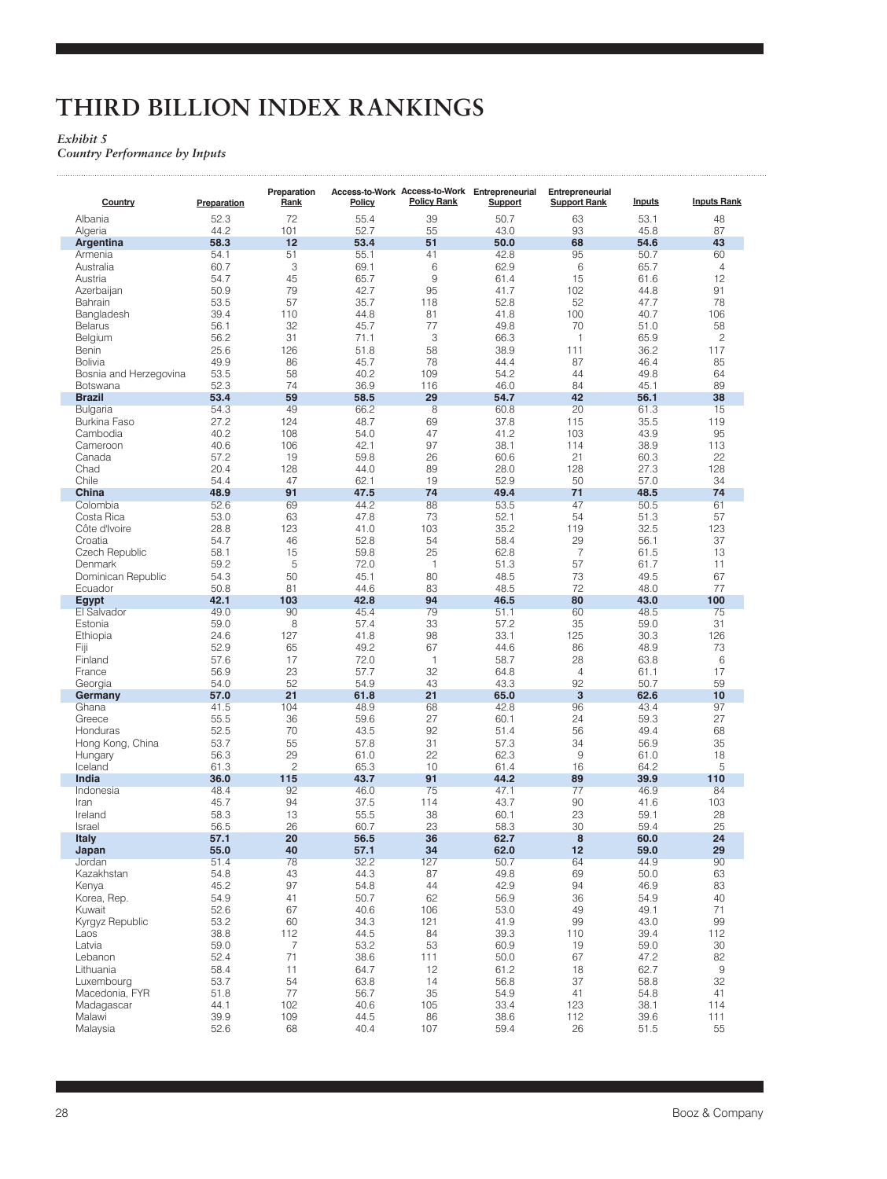# THIRD BILLION INDEX RANKINGS

*Exhibit 5*
*Country Performance by Inputs*

| Country | Preparation | Preparation Rank | Access-to-Work Policy | Access-to-Work Policy Rank | Entrepreneurial Support | Entrepreneurial Support Rank | Inputs | Inputs Rank |
|---|---|---|---|---|---|---|---|---|
| Albania | 52.3 | 72 | 55.4 | 39 | 50.7 | 63 | 53.1 | 48 |
| Algeria | 44.2 | 101 | 52.7 | 55 | 43.0 | 93 | 45.8 | 87 |
| **Argentina** | **58.3** | **12** | **53.4** | **51** | **50.0** | **68** | **54.6** | **43** |
| Armenia | 54.1 | 51 | 55.1 | 41 | 42.8 | 95 | 50.7 | 60 |
| Australia | 60.7 | 3 | 69.1 | 6 | 62.9 | 6 | 65.7 | 4 |
| Austria | 54.7 | 45 | 65.7 | 9 | 61.4 | 15 | 61.6 | 12 |
| Azerbaijan | 50.9 | 79 | 42.7 | 95 | 41.7 | 102 | 44.8 | 91 |
| Bahrain | 53.5 | 57 | 35.7 | 118 | 52.8 | 52 | 47.7 | 78 |
| Bangladesh | 39.4 | 110 | 44.8 | 81 | 41.8 | 100 | 40.7 | 106 |
| Belarus | 56.1 | 32 | 45.7 | 77 | 49.8 | 70 | 51.0 | 58 |
| Belgium | 56.2 | 31 | 71.1 | 3 | 66.3 | 1 | 65.9 | 2 |
| Benin | 25.6 | 126 | 51.8 | 58 | 38.9 | 111 | 36.2 | 117 |
| Bolivia | 49.9 | 86 | 45.7 | 78 | 44.4 | 87 | 46.4 | 85 |
| Bosnia and Herzegovina | 53.5 | 58 | 40.2 | 109 | 54.2 | 44 | 49.8 | 64 |
| Botswana | 52.3 | 74 | 36.9 | 116 | 46.0 | 84 | 45.1 | 89 |
| **Brazil** | **53.4** | **59** | **58.5** | **29** | **54.7** | **42** | **56.1** | **38** |
| Bulgaria | 54.3 | 49 | 66.2 | 8 | 60.8 | 20 | 61.3 | 15 |
| Burkina Faso | 27.2 | 124 | 48.7 | 69 | 37.8 | 115 | 35.5 | 119 |
| Cambodia | 40.2 | 108 | 54.0 | 47 | 41.2 | 103 | 43.9 | 95 |
| Cameroon | 40.6 | 106 | 42.1 | 97 | 38.1 | 114 | 38.9 | 113 |
| Canada | 57.2 | 19 | 59.8 | 26 | 60.6 | 21 | 60.3 | 22 |
| Chad | 20.4 | 128 | 44.0 | 89 | 28.0 | 128 | 27.3 | 128 |
| Chile | 54.4 | 47 | 62.1 | 19 | 52.9 | 50 | 57.0 | 34 |
| **China** | **48.9** | **91** | **47.5** | **74** | **49.4** | **71** | **48.5** | **74** |
| Colombia | 52.6 | 69 | 44.2 | 88 | 53.5 | 47 | 50.5 | 61 |
| Costa Rica | 53.0 | 63 | 47.8 | 73 | 52.1 | 54 | 51.3 | 57 |
| Côte d'Ivoire | 28.8 | 123 | 41.0 | 103 | 35.2 | 119 | 32.5 | 123 |
| Croatia | 54.7 | 46 | 52.8 | 54 | 58.4 | 29 | 56.1 | 37 |
| Czech Republic | 58.1 | 15 | 59.8 | 25 | 62.8 | 7 | 61.5 | 13 |
| Denmark | 59.2 | 5 | 72.0 | 1 | 51.3 | 57 | 61.7 | 11 |
| Dominican Republic | 54.3 | 50 | 45.1 | 80 | 48.5 | 73 | 49.5 | 67 |
| Ecuador | 50.8 | 81 | 44.6 | 83 | 48.5 | 72 | 48.0 | 77 |
| **Egypt** | **42.1** | **103** | **42.8** | **94** | **46.5** | **80** | **43.0** | **100** |
| El Salvador | 49.0 | 90 | 45.4 | 79 | 51.1 | 60 | 48.5 | 75 |
| Estonia | 59.0 | 8 | 57.4 | 33 | 57.2 | 35 | 59.0 | 31 |
| Ethiopia | 24.6 | 127 | 41.8 | 98 | 33.1 | 125 | 30.3 | 126 |
| Fiji | 52.9 | 65 | 49.2 | 67 | 44.6 | 86 | 48.9 | 73 |
| Finland | 57.6 | 17 | 72.0 | 1 | 58.7 | 28 | 63.8 | 6 |
| France | 56.9 | 23 | 57.7 | 32 | 64.8 | 4 | 61.1 | 17 |
| Georgia | 54.0 | 52 | 54.9 | 43 | 43.3 | 92 | 50.7 | 59 |
| **Germany** | **57.0** | **21** | **61.8** | **21** | **65.0** | **3** | **62.6** | **10** |
| Ghana | 41.5 | 104 | 48.9 | 68 | 42.8 | 96 | 43.4 | 97 |
| Greece | 55.5 | 36 | 59.6 | 27 | 60.1 | 24 | 59.3 | 27 |
| Honduras | 52.5 | 70 | 43.5 | 92 | 51.4 | 56 | 49.4 | 68 |
| Hong Kong, China | 53.7 | 55 | 57.8 | 31 | 57.3 | 34 | 56.9 | 35 |
| Hungary | 56.3 | 29 | 61.0 | 22 | 62.3 | 9 | 61.0 | 18 |
| Iceland | 61.3 | 2 | 65.3 | 10 | 61.4 | 16 | 64.2 | 5 |
| **India** | **36.0** | **115** | **43.7** | **91** | **44.2** | **89** | **39.9** | **110** |
| Indonesia | 48.4 | 92 | 46.0 | 75 | 47.1 | 77 | 46.9 | 84 |
| Iran | 45.7 | 94 | 37.5 | 114 | 43.7 | 90 | 41.6 | 103 |
| Ireland | 58.3 | 13 | 55.5 | 38 | 60.1 | 23 | 59.1 | 28 |
| Israel | 56.5 | 26 | 60.7 | 23 | 58.3 | 30 | 59.4 | 25 |
| **Italy** | **57.1** | **20** | **56.5** | **36** | **62.7** | **8** | **60.0** | **24** |
| **Japan** | **55.0** | **40** | **57.1** | **34** | **62.0** | **12** | **59.0** | **29** |
| Jordan | 51.4 | 78 | 32.2 | 127 | 50.7 | 64 | 44.9 | 90 |
| Kazakhstan | 54.8 | 43 | 44.3 | 87 | 49.8 | 69 | 50.0 | 63 |
| Kenya | 45.2 | 97 | 54.8 | 44 | 42.9 | 94 | 46.9 | 83 |
| Korea, Rep. | 54.9 | 41 | 50.7 | 62 | 56.9 | 36 | 54.9 | 40 |
| Kuwait | 52.6 | 67 | 40.6 | 106 | 53.0 | 49 | 49.1 | 71 |
| Kyrgyz Republic | 53.2 | 60 | 34.3 | 121 | 41.9 | 99 | 43.0 | 99 |
| Laos | 38.8 | 112 | 44.5 | 84 | 39.3 | 110 | 39.4 | 112 |
| Latvia | 59.0 | 7 | 53.2 | 53 | 60.9 | 19 | 59.0 | 30 |
| Lebanon | 52.4 | 71 | 38.6 | 111 | 50.0 | 67 | 47.2 | 82 |
| Lithuania | 58.4 | 11 | 64.7 | 12 | 61.2 | 18 | 62.7 | 9 |
| Luxembourg | 53.7 | 54 | 63.8 | 14 | 56.8 | 37 | 58.8 | 32 |
| Macedonia, FYR | 51.8 | 77 | 56.7 | 35 | 54.9 | 41 | 54.8 | 41 |
| Madagascar | 44.1 | 102 | 40.6 | 105 | 33.4 | 123 | 38.1 | 114 |
| Malawi | 39.9 | 109 | 44.5 | 86 | 38.6 | 112 | 39.6 | 111 |
| Malaysia | 52.6 | 68 | 40.4 | 107 | 59.4 | 26 | 51.5 | 55 |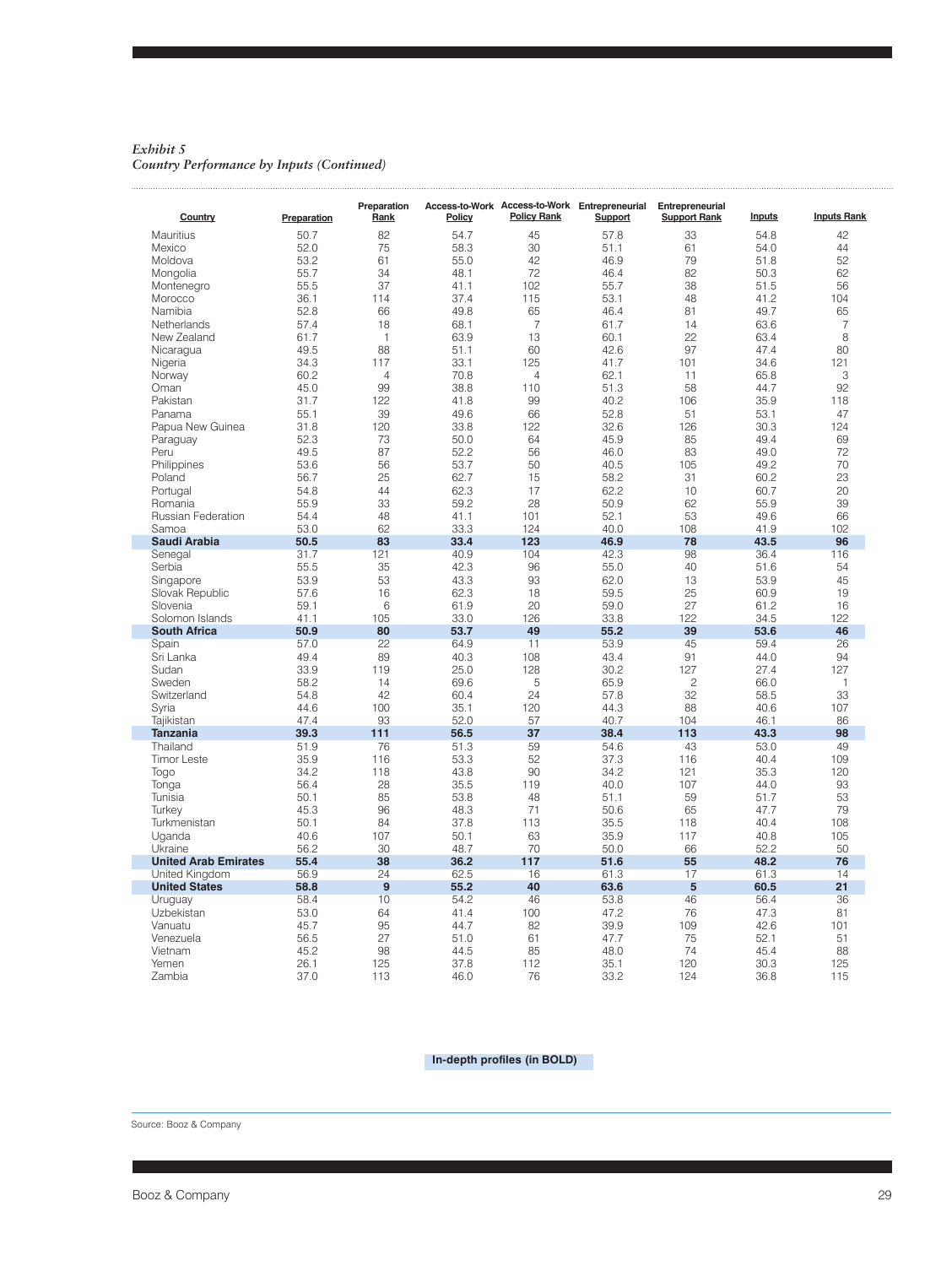*Exhibit 5*
*Country Performance by Inputs (Continued)*

| Country | Preparation | Preparation Rank | Access-to-Work Policy | Access-to-Work Policy Rank | Entrepreneurial Support | Entrepreneurial Support Rank | Inputs | Inputs Rank |
|---|---|---|---|---|---|---|---|---|
| Mauritius | 50.7 | 82 | 54.7 | 45 | 57.8 | 33 | 54.8 | 42 |
| Mexico | 52.0 | 75 | 58.3 | 30 | 51.1 | 61 | 54.0 | 44 |
| Moldova | 53.2 | 61 | 55.0 | 42 | 46.9 | 79 | 51.8 | 52 |
| Mongolia | 55.7 | 34 | 48.1 | 72 | 46.4 | 82 | 50.3 | 62 |
| Montenegro | 55.5 | 37 | 41.1 | 102 | 55.7 | 38 | 51.5 | 56 |
| Morocco | 36.1 | 114 | 37.4 | 115 | 53.1 | 48 | 41.2 | 104 |
| Namibia | 52.8 | 66 | 49.8 | 65 | 46.4 | 81 | 49.7 | 65 |
| Netherlands | 57.4 | 18 | 68.1 | 7 | 61.7 | 14 | 63.6 | 7 |
| New Zealand | 61.7 | 1 | 63.9 | 13 | 60.1 | 22 | 63.4 | 8 |
| Nicaragua | 49.5 | 88 | 51.1 | 60 | 42.6 | 97 | 47.4 | 80 |
| Nigeria | 34.3 | 117 | 33.1 | 125 | 41.7 | 101 | 34.6 | 121 |
| Norway | 60.2 | 4 | 70.8 | 4 | 62.1 | 11 | 65.8 | 3 |
| Oman | 45.0 | 99 | 38.8 | 110 | 51.3 | 58 | 44.7 | 92 |
| Pakistan | 31.7 | 122 | 41.8 | 99 | 40.2 | 106 | 35.9 | 118 |
| Panama | 55.1 | 39 | 49.6 | 66 | 52.8 | 51 | 53.1 | 47 |
| Papua New Guinea | 31.8 | 120 | 33.8 | 122 | 32.6 | 126 | 30.3 | 124 |
| Paraguay | 52.3 | 73 | 50.0 | 64 | 45.9 | 85 | 49.4 | 69 |
| Peru | 49.5 | 87 | 52.2 | 56 | 46.0 | 83 | 49.0 | 72 |
| Philippines | 53.6 | 56 | 53.7 | 50 | 40.5 | 105 | 49.2 | 70 |
| Poland | 56.7 | 25 | 62.7 | 15 | 58.2 | 31 | 60.2 | 23 |
| Portugal | 54.8 | 44 | 62.3 | 17 | 62.2 | 10 | 60.7 | 20 |
| Romania | 55.9 | 33 | 59.2 | 28 | 50.9 | 62 | 55.9 | 39 |
| Russian Federation | 54.4 | 48 | 41.1 | 101 | 52.1 | 53 | 49.6 | 66 |
| Samoa | 53.0 | 62 | 33.3 | 124 | 40.0 | 108 | 41.9 | 102 |
| **Saudi Arabia** | **50.5** | **83** | **33.4** | **123** | **46.9** | **78** | **43.5** | **96** |
| Senegal | 31.7 | 121 | 40.9 | 104 | 42.3 | 98 | 36.4 | 116 |
| Serbia | 55.5 | 35 | 42.3 | 96 | 55.0 | 40 | 51.6 | 54 |
| Singapore | 53.9 | 53 | 43.3 | 93 | 62.0 | 13 | 53.9 | 45 |
| Slovak Republic | 57.6 | 16 | 62.3 | 18 | 59.5 | 25 | 60.9 | 19 |
| Slovenia | 59.1 | 6 | 61.9 | 20 | 59.0 | 27 | 61.2 | 16 |
| Solomon Islands | 41.1 | 105 | 33.0 | 126 | 33.8 | 122 | 34.5 | 122 |
| **South Africa** | **50.9** | **80** | **53.7** | **49** | **55.2** | **39** | **53.6** | **46** |
| Spain | 57.0 | 22 | 64.9 | 11 | 53.9 | 45 | 59.4 | 26 |
| Sri Lanka | 49.4 | 89 | 40.3 | 108 | 43.4 | 91 | 44.0 | 94 |
| Sudan | 33.9 | 119 | 25.0 | 128 | 30.2 | 127 | 27.4 | 127 |
| Sweden | 58.2 | 14 | 69.6 | 5 | 65.9 | 2 | 66.0 | 1 |
| Switzerland | 54.8 | 42 | 60.4 | 24 | 57.8 | 32 | 58.5 | 33 |
| Syria | 44.6 | 100 | 35.1 | 120 | 44.3 | 88 | 40.6 | 107 |
| Tajikistan | 47.4 | 93 | 52.0 | 57 | 40.7 | 104 | 46.1 | 86 |
| **Tanzania** | **39.3** | **111** | **56.5** | **37** | **38.4** | **113** | **43.3** | **98** |
| Thailand | 51.9 | 76 | 51.3 | 59 | 54.6 | 43 | 53.0 | 49 |
| Timor Leste | 35.9 | 116 | 53.3 | 52 | 37.3 | 116 | 40.4 | 109 |
| Togo | 34.2 | 118 | 43.8 | 90 | 34.2 | 121 | 35.3 | 120 |
| Tonga | 56.4 | 28 | 35.5 | 119 | 40.0 | 107 | 44.0 | 93 |
| Tunisia | 50.1 | 85 | 53.8 | 48 | 51.1 | 59 | 51.7 | 53 |
| Turkey | 45.3 | 96 | 48.3 | 71 | 50.6 | 65 | 47.7 | 79 |
| Turkmenistan | 50.1 | 84 | 37.8 | 113 | 35.5 | 118 | 40.4 | 108 |
| Uganda | 40.6 | 107 | 50.1 | 63 | 35.9 | 117 | 40.8 | 105 |
| Ukraine | 56.2 | 30 | 48.7 | 70 | 50.0 | 66 | 52.2 | 50 |
| **United Arab Emirates** | **55.4** | **38** | **36.2** | **117** | **51.6** | **55** | **48.2** | **76** |
| United Kingdom | 56.9 | 24 | 62.5 | 16 | 61.3 | 17 | 61.3 | 14 |
| **United States** | **58.8** | **9** | **55.2** | **40** | **63.6** | **5** | **60.5** | **21** |
| Uruguay | 58.4 | 10 | 54.2 | 46 | 53.8 | 46 | 56.4 | 36 |
| Uzbekistan | 53.0 | 64 | 41.4 | 100 | 47.2 | 76 | 47.3 | 81 |
| Vanuatu | 45.7 | 95 | 44.7 | 82 | 39.9 | 109 | 42.6 | 101 |
| Venezuela | 56.5 | 27 | 51.0 | 61 | 47.7 | 75 | 52.1 | 51 |
| Vietnam | 45.2 | 98 | 44.5 | 85 | 48.0 | 74 | 45.4 | 88 |
| Yemen | 26.1 | 125 | 37.8 | 112 | 35.1 | 120 | 30.3 | 125 |
| Zambia | 37.0 | 113 | 46.0 | 76 | 33.2 | 124 | 36.8 | 115 |

**In-depth profiles (in BOLD)**

Source: Booz & Company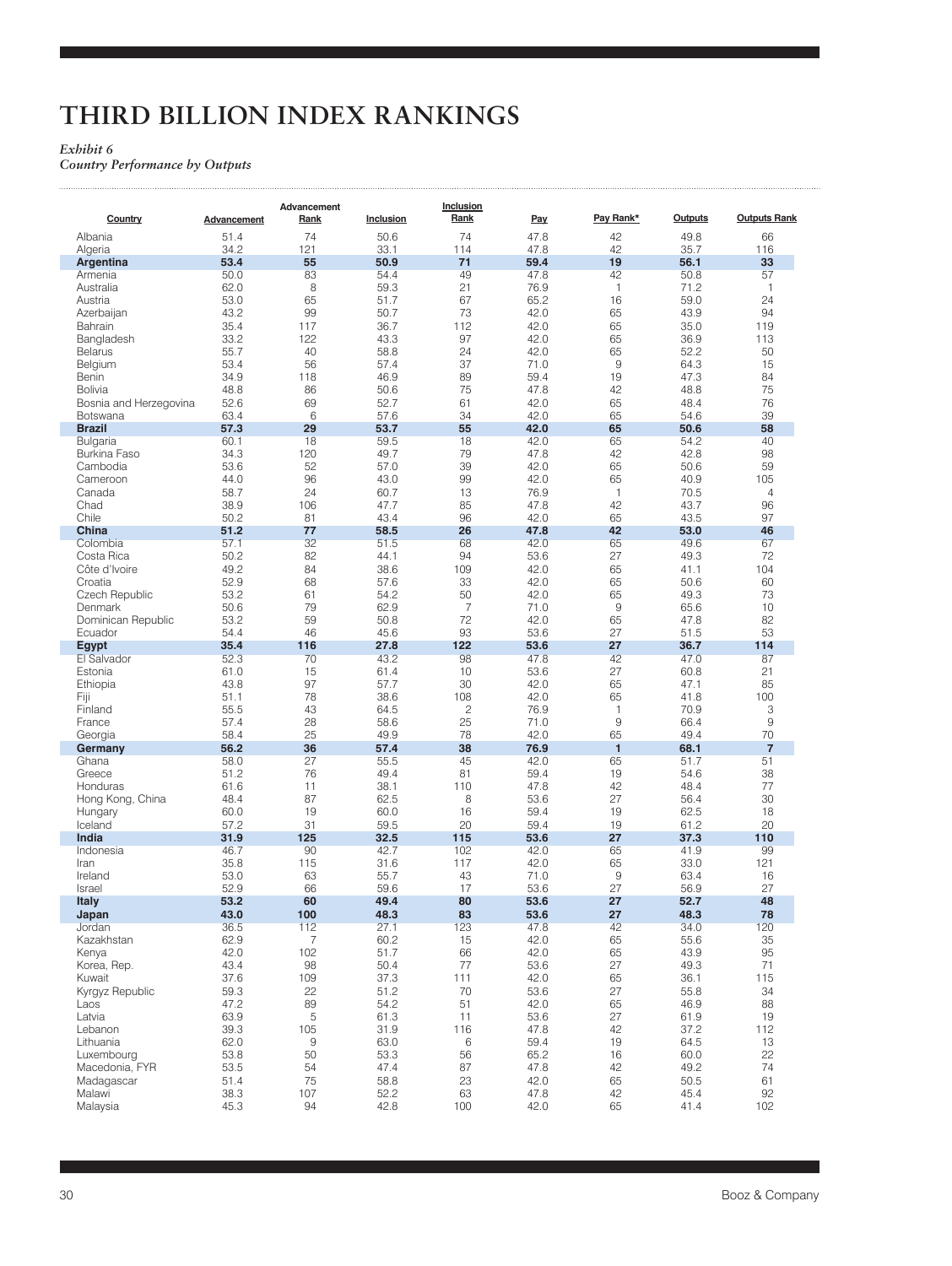# THIRD BILLION INDEX RANKINGS

*Exhibit 6*
*Country Performance by Outputs*

| Country | Advancement | Advancement Rank | Inclusion | Inclusion Rank | Pay | Pay Rank* | Outputs | Outputs Rank |
|---|---|---|---|---|---|---|---|---|
| Albania | 51.4 | 74 | 50.6 | 74 | 47.8 | 42 | 49.8 | 66 |
| Algeria | 34.2 | 121 | 33.1 | 114 | 47.8 | 42 | 35.7 | 116 |
| **Argentina** | **53.4** | **55** | **50.9** | **71** | **59.4** | **19** | **56.1** | **33** |
| Armenia | 50.0 | 83 | 54.4 | 49 | 47.8 | 42 | 50.8 | 57 |
| Australia | 62.0 | 8 | 59.3 | 21 | 76.9 | 1 | 71.2 | 1 |
| Austria | 53.0 | 65 | 51.7 | 67 | 65.2 | 16 | 59.0 | 24 |
| Azerbaijan | 43.2 | 99 | 50.7 | 73 | 42.0 | 65 | 43.9 | 94 |
| Bahrain | 35.4 | 117 | 36.7 | 112 | 42.0 | 65 | 35.0 | 119 |
| Bangladesh | 33.2 | 122 | 43.3 | 97 | 42.0 | 65 | 36.9 | 113 |
| Belarus | 55.7 | 40 | 58.8 | 24 | 42.0 | 65 | 52.2 | 50 |
| Belgium | 53.4 | 56 | 57.4 | 37 | 71.0 | 9 | 64.3 | 15 |
| Benin | 34.9 | 118 | 46.9 | 89 | 59.4 | 19 | 47.3 | 84 |
| Bolivia | 48.8 | 86 | 50.6 | 75 | 47.8 | 42 | 48.8 | 75 |
| Bosnia and Herzegovina | 52.6 | 69 | 52.7 | 61 | 42.0 | 65 | 48.4 | 76 |
| Botswana | 63.4 | 6 | 57.6 | 34 | 42.0 | 65 | 54.6 | 39 |
| **Brazil** | **57.3** | **29** | **53.7** | **55** | **42.0** | **65** | **50.6** | **58** |
| Bulgaria | 60.1 | 18 | 59.5 | 18 | 42.0 | 65 | 54.2 | 40 |
| Burkina Faso | 34.3 | 120 | 49.7 | 79 | 47.8 | 42 | 42.8 | 98 |
| Cambodia | 53.6 | 52 | 57.0 | 39 | 42.0 | 65 | 50.6 | 59 |
| Cameroon | 44.0 | 96 | 43.0 | 99 | 42.0 | 65 | 40.9 | 105 |
| Canada | 58.7 | 24 | 60.7 | 13 | 76.9 | 1 | 70.5 | 4 |
| Chad | 38.9 | 106 | 47.7 | 85 | 47.8 | 42 | 43.7 | 96 |
| Chile | 50.2 | 81 | 43.4 | 96 | 42.0 | 65 | 43.5 | 97 |
| **China** | **51.2** | **77** | **58.5** | **26** | **47.8** | **42** | **53.0** | **46** |
| Colombia | 57.1 | 32 | 51.5 | 68 | 42.0 | 65 | 49.6 | 67 |
| Costa Rica | 50.2 | 82 | 44.1 | 94 | 53.6 | 27 | 49.3 | 72 |
| Côte d'Ivoire | 49.2 | 84 | 38.6 | 109 | 42.0 | 65 | 41.1 | 104 |
| Croatia | 52.9 | 68 | 57.6 | 33 | 42.0 | 65 | 50.6 | 60 |
| Czech Republic | 53.2 | 61 | 54.2 | 50 | 42.0 | 65 | 49.3 | 73 |
| Denmark | 50.6 | 79 | 62.9 | 7 | 71.0 | 9 | 65.6 | 10 |
| Dominican Republic | 53.2 | 59 | 50.8 | 72 | 42.0 | 65 | 47.8 | 82 |
| Ecuador | 54.4 | 46 | 45.6 | 93 | 53.6 | 27 | 51.5 | 53 |
| **Egypt** | **35.4** | **116** | **27.8** | **122** | **53.6** | **27** | **36.7** | **114** |
| El Salvador | 52.3 | 70 | 43.2 | 98 | 47.8 | 42 | 47.0 | 87 |
| Estonia | 61.0 | 15 | 61.4 | 10 | 53.6 | 27 | 60.8 | 21 |
| Ethiopia | 43.8 | 97 | 57.7 | 30 | 42.0 | 65 | 47.1 | 85 |
| Fiji | 51.1 | 78 | 38.6 | 108 | 42.0 | 65 | 41.8 | 100 |
| Finland | 55.5 | 43 | 64.5 | 2 | 76.9 | 1 | 70.9 | 3 |
| France | 57.4 | 28 | 58.6 | 25 | 71.0 | 9 | 66.4 | 9 |
| Georgia | 58.4 | 25 | 49.9 | 78 | 42.0 | 65 | 49.4 | 70 |
| **Germany** | **56.2** | **36** | **57.4** | **38** | **76.9** | **1** | **68.1** | **7** |
| Ghana | 58.0 | 27 | 55.5 | 45 | 42.0 | 65 | 51.7 | 51 |
| Greece | 51.2 | 76 | 49.4 | 81 | 59.4 | 19 | 54.6 | 38 |
| Honduras | 61.6 | 11 | 38.1 | 110 | 47.8 | 42 | 48.4 | 77 |
| Hong Kong, China | 48.4 | 87 | 62.5 | 8 | 53.6 | 27 | 56.4 | 30 |
| Hungary | 60.0 | 19 | 60.0 | 16 | 59.4 | 19 | 62.5 | 18 |
| Iceland | 57.2 | 31 | 59.5 | 20 | 59.4 | 19 | 61.2 | 20 |
| **India** | **31.9** | **125** | **32.5** | **115** | **53.6** | **27** | **37.3** | **110** |
| Indonesia | 46.7 | 90 | 42.7 | 102 | 42.0 | 65 | 41.9 | 99 |
| Iran | 35.8 | 115 | 31.6 | 117 | 42.0 | 65 | 33.0 | 121 |
| Ireland | 53.0 | 63 | 55.7 | 43 | 71.0 | 9 | 63.4 | 16 |
| Israel | 52.9 | 66 | 59.6 | 17 | 53.6 | 27 | 56.9 | 27 |
| **Italy** | **53.2** | **60** | **49.4** | **80** | **53.6** | **27** | **52.7** | **48** |
| **Japan** | **43.0** | **100** | **48.3** | **83** | **53.6** | **27** | **48.3** | **78** |
| Jordan | 36.5 | 112 | 27.1 | 123 | 47.8 | 42 | 34.0 | 120 |
| Kazakhstan | 62.9 | 7 | 60.2 | 15 | 42.0 | 65 | 55.6 | 35 |
| Kenya | 42.0 | 102 | 51.7 | 66 | 42.0 | 65 | 43.9 | 95 |
| Korea, Rep. | 43.4 | 98 | 50.4 | 77 | 53.6 | 27 | 49.3 | 71 |
| Kuwait | 37.6 | 109 | 37.3 | 111 | 42.0 | 65 | 36.1 | 115 |
| Kyrgyz Republic | 59.3 | 22 | 51.2 | 70 | 53.6 | 27 | 55.8 | 34 |
| Laos | 47.2 | 89 | 54.2 | 51 | 42.0 | 65 | 46.9 | 88 |
| Latvia | 63.9 | 5 | 61.3 | 11 | 53.6 | 27 | 61.9 | 19 |
| Lebanon | 39.3 | 105 | 31.9 | 116 | 47.8 | 42 | 37.2 | 112 |
| Lithuania | 62.0 | 9 | 63.0 | 6 | 59.4 | 19 | 64.5 | 13 |
| Luxembourg | 53.8 | 50 | 53.3 | 56 | 65.2 | 16 | 60.0 | 22 |
| Macedonia, FYR | 53.5 | 54 | 47.4 | 87 | 47.8 | 42 | 49.2 | 74 |
| Madagascar | 51.4 | 75 | 58.8 | 23 | 42.0 | 65 | 50.5 | 61 |
| Malawi | 38.3 | 107 | 52.2 | 63 | 47.8 | 42 | 45.4 | 92 |
| Malaysia | 45.3 | 94 | 42.8 | 100 | 42.0 | 65 | 41.4 | 102 |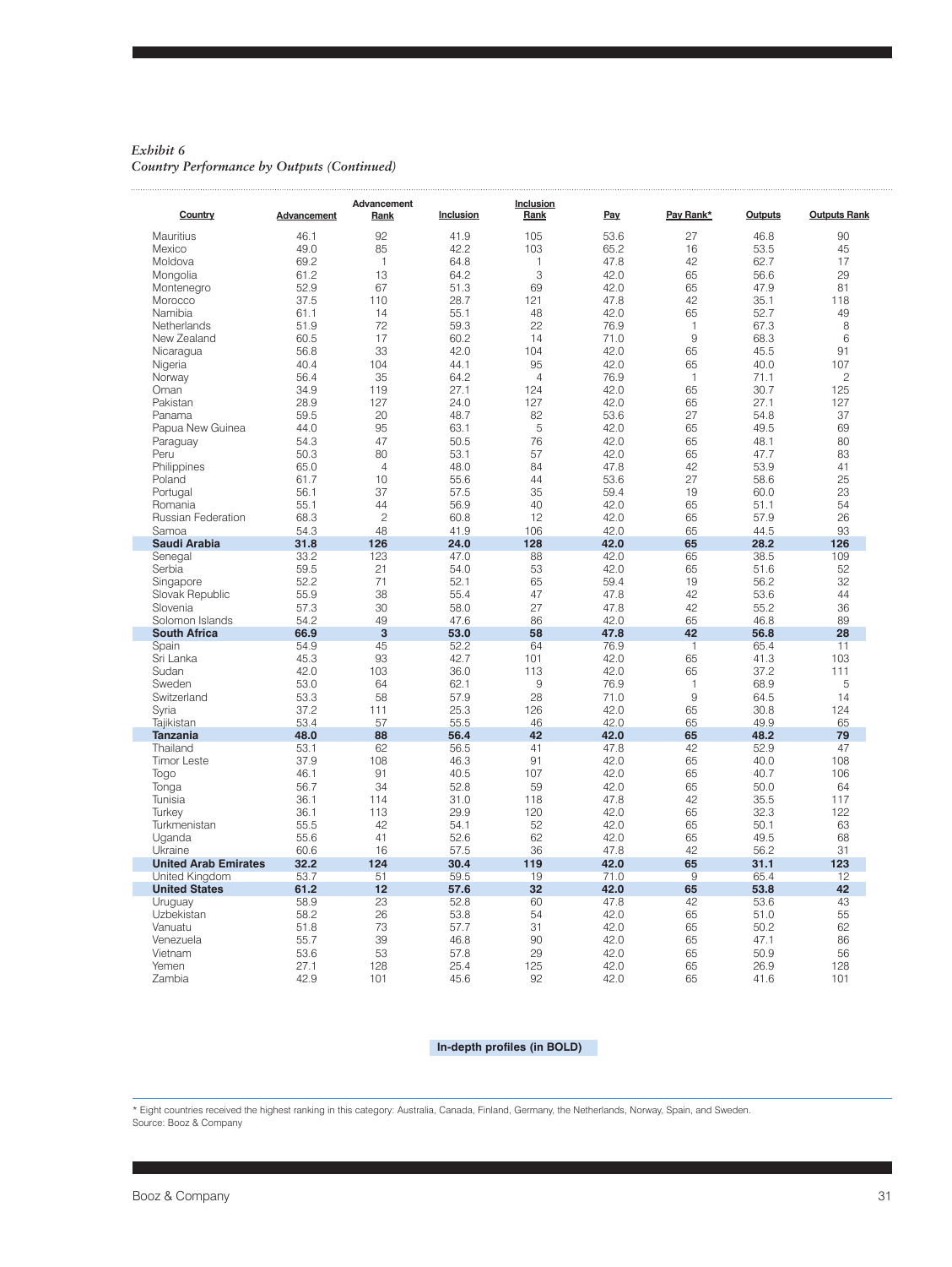*Exhibit 6*
*Country Performance by Outputs (Continued)*

| Country | Advancement | Advancement Rank | Inclusion | Inclusion Rank | Pay | Pay Rank* | Outputs | Outputs Rank |
|---|---|---|---|---|---|---|---|---|
| Mauritius | 46.1 | 92 | 41.9 | 105 | 53.6 | 27 | 46.8 | 90 |
| Mexico | 49.0 | 85 | 42.2 | 103 | 65.2 | 16 | 53.5 | 45 |
| Moldova | 69.2 | 1 | 64.8 | 1 | 47.8 | 42 | 62.7 | 17 |
| Mongolia | 61.2 | 13 | 64.2 | 3 | 42.0 | 65 | 56.6 | 29 |
| Montenegro | 52.9 | 67 | 51.3 | 69 | 42.0 | 65 | 47.9 | 81 |
| Morocco | 37.5 | 110 | 28.7 | 121 | 47.8 | 42 | 35.1 | 118 |
| Namibia | 61.1 | 14 | 55.1 | 48 | 42.0 | 65 | 52.7 | 49 |
| Netherlands | 51.9 | 72 | 59.3 | 22 | 76.9 | 1 | 67.3 | 8 |
| New Zealand | 60.5 | 17 | 60.2 | 14 | 71.0 | 9 | 68.3 | 6 |
| Nicaragua | 56.8 | 33 | 42.0 | 104 | 42.0 | 65 | 45.5 | 91 |
| Nigeria | 40.4 | 104 | 44.1 | 95 | 42.0 | 65 | 40.0 | 107 |
| Norway | 56.4 | 35 | 64.2 | 4 | 76.9 | 1 | 71.1 | 2 |
| Oman | 34.9 | 119 | 27.1 | 124 | 42.0 | 65 | 30.7 | 125 |
| Pakistan | 28.9 | 127 | 24.0 | 127 | 42.0 | 65 | 27.1 | 127 |
| Panama | 59.5 | 20 | 48.7 | 82 | 53.6 | 27 | 54.8 | 37 |
| Papua New Guinea | 44.0 | 95 | 63.1 | 5 | 42.0 | 65 | 49.5 | 69 |
| Paraguay | 54.3 | 47 | 50.5 | 76 | 42.0 | 65 | 48.1 | 80 |
| Peru | 50.3 | 80 | 53.1 | 57 | 42.0 | 65 | 47.7 | 83 |
| Philippines | 65.0 | 4 | 48.0 | 84 | 47.8 | 42 | 53.9 | 41 |
| Poland | 61.7 | 10 | 55.6 | 44 | 53.6 | 27 | 58.6 | 25 |
| Portugal | 56.1 | 37 | 57.5 | 35 | 59.4 | 19 | 60.0 | 23 |
| Romania | 55.1 | 44 | 56.9 | 40 | 42.0 | 65 | 51.1 | 54 |
| Russian Federation | 68.3 | 2 | 60.8 | 12 | 42.0 | 65 | 57.9 | 26 |
| Samoa | 54.3 | 48 | 41.9 | 106 | 42.0 | 65 | 44.5 | 93 |
| **Saudi Arabia** | **31.8** | **126** | **24.0** | **128** | **42.0** | **65** | **28.2** | **126** |
| Senegal | 33.2 | 123 | 47.0 | 88 | 42.0 | 65 | 38.5 | 109 |
| Serbia | 59.5 | 21 | 54.0 | 53 | 42.0 | 65 | 51.6 | 52 |
| Singapore | 52.2 | 71 | 52.1 | 65 | 59.4 | 19 | 56.2 | 32 |
| Slovak Republic | 55.9 | 38 | 55.4 | 47 | 47.8 | 42 | 53.6 | 44 |
| Slovenia | 57.3 | 30 | 58.0 | 27 | 47.8 | 42 | 55.2 | 36 |
| Solomon Islands | 54.2 | 49 | 47.6 | 86 | 42.0 | 65 | 46.8 | 89 |
| **South Africa** | **66.9** | **3** | **53.0** | **58** | **47.8** | **42** | **56.8** | **28** |
| Spain | 54.9 | 45 | 52.2 | 64 | 76.9 | 1 | 65.4 | 11 |
| Sri Lanka | 45.3 | 93 | 42.7 | 101 | 42.0 | 65 | 41.3 | 103 |
| Sudan | 42.0 | 103 | 36.0 | 113 | 42.0 | 65 | 37.2 | 111 |
| Sweden | 53.0 | 64 | 62.1 | 9 | 76.9 | 1 | 68.9 | 5 |
| Switzerland | 53.3 | 58 | 57.9 | 28 | 71.0 | 9 | 64.5 | 14 |
| Syria | 37.2 | 111 | 25.3 | 126 | 42.0 | 65 | 30.8 | 124 |
| Tajikistan | 53.4 | 57 | 55.5 | 46 | 42.0 | 65 | 49.9 | 65 |
| **Tanzania** | **48.0** | **88** | **56.4** | **42** | **42.0** | **65** | **48.2** | **79** |
| Thailand | 53.1 | 62 | 56.5 | 41 | 47.8 | 42 | 52.9 | 47 |
| Timor Leste | 37.9 | 108 | 46.3 | 91 | 42.0 | 65 | 40.0 | 108 |
| Togo | 46.1 | 91 | 40.5 | 107 | 42.0 | 65 | 40.7 | 106 |
| Tonga | 56.7 | 34 | 52.8 | 59 | 42.0 | 65 | 50.0 | 64 |
| Tunisia | 36.1 | 114 | 31.0 | 118 | 47.8 | 42 | 35.5 | 117 |
| Turkey | 36.1 | 113 | 29.9 | 120 | 42.0 | 65 | 32.3 | 122 |
| Turkmenistan | 55.5 | 42 | 54.1 | 52 | 42.0 | 65 | 50.1 | 63 |
| Uganda | 55.6 | 41 | 52.6 | 62 | 42.0 | 65 | 49.5 | 68 |
| Ukraine | 60.6 | 16 | 57.5 | 36 | 47.8 | 42 | 56.2 | 31 |
| **United Arab Emirates** | **32.2** | **124** | **30.4** | **119** | **42.0** | **65** | **31.1** | **123** |
| United Kingdom | 53.7 | 51 | 59.5 | 19 | 71.0 | 9 | 65.4 | 12 |
| **United States** | **61.2** | **12** | **57.6** | **32** | **42.0** | **65** | **53.8** | **42** |
| Uruguay | 58.9 | 23 | 52.8 | 60 | 47.8 | 42 | 53.6 | 43 |
| Uzbekistan | 58.2 | 26 | 53.8 | 54 | 42.0 | 65 | 51.0 | 55 |
| Vanuatu | 51.8 | 73 | 57.7 | 31 | 42.0 | 65 | 50.2 | 62 |
| Venezuela | 55.7 | 39 | 46.8 | 90 | 42.0 | 65 | 47.1 | 86 |
| Vietnam | 53.6 | 53 | 57.8 | 29 | 42.0 | 65 | 50.9 | 56 |
| Yemen | 27.1 | 128 | 25.4 | 125 | 42.0 | 65 | 26.9 | 128 |
| Zambia | 42.9 | 101 | 45.6 | 92 | 42.0 | 65 | 41.6 | 101 |

**In-depth profiles (in BOLD)**

* Eight countries received the highest ranking in this category: Australia, Canada, Finland, Germany, the Netherlands, Norway, Spain, and Sweden.
Source: Booz & Company